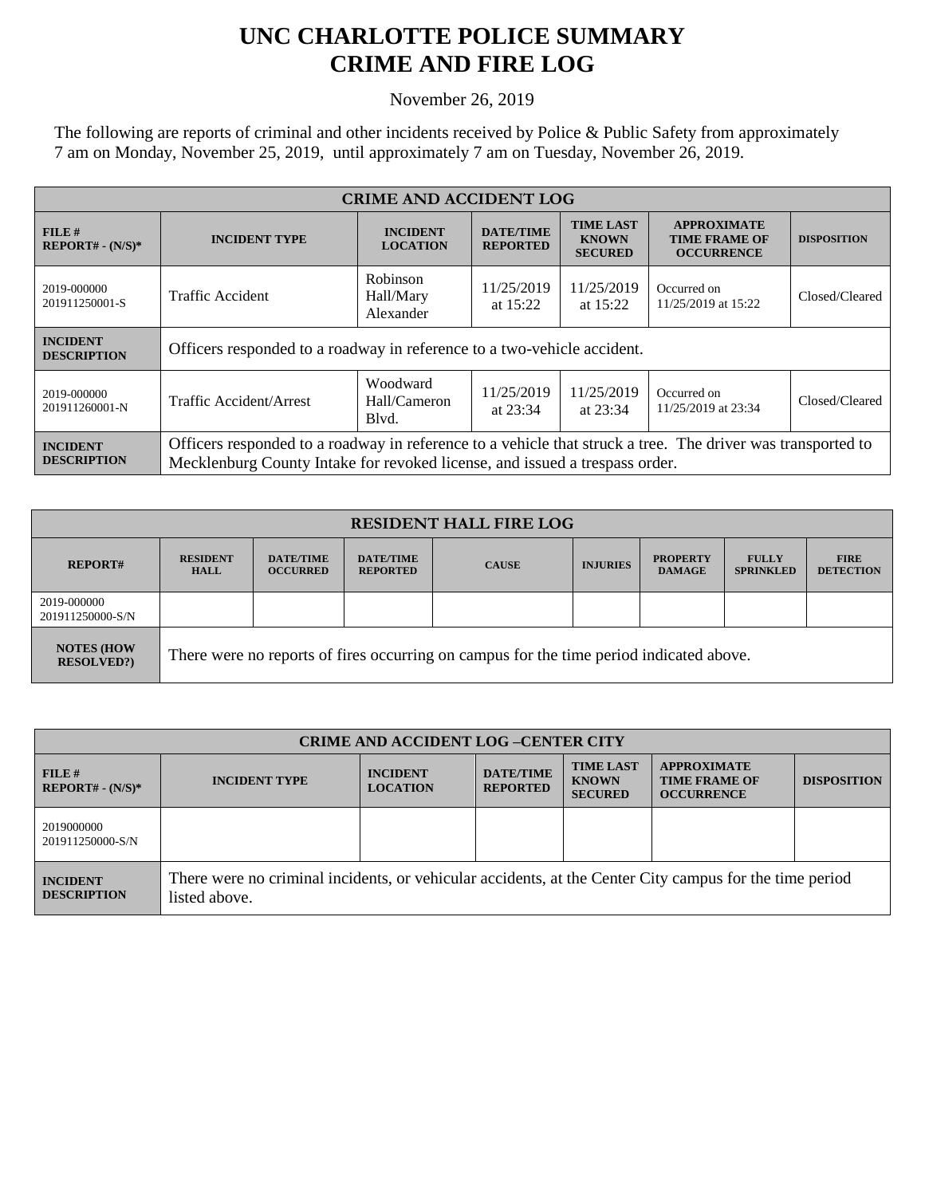# UNC CHARLOTTE POLICE SUMMARY
# CRIME AND FIRE LOG

November 26, 2019

The following are reports of criminal and other incidents received by Police & Public Safety from approximately 7 am on Monday, November 25, 2019, until approximately 7 am on Tuesday, November 26, 2019.

| CRIME AND ACCIDENT LOG | | | | | | |
|---|---|---|---|---|---|---|
| **FILE # REPORT# - (N/S)*** | **INCIDENT TYPE** | **INCIDENT LOCATION** | **DATE/TIME REPORTED** | **TIME LAST KNOWN SECURED** | **APPROXIMATE TIME FRAME OF OCCURRENCE** | **DISPOSITION** |
| 2019-000000 201911250001-S | Traffic Accident | Robinson Hall/Mary Alexander | 11/25/2019 at 15:22 | 11/25/2019 at 15:22 | Occurred on 11/25/2019 at 15:22 | Closed/Cleared |
| **INCIDENT DESCRIPTION** | Officers responded to a roadway in reference to a two-vehicle accident. | | | | | |
| 2019-000000 201911260001-N | Traffic Accident/Arrest | Woodward Hall/Cameron Blvd. | 11/25/2019 at 23:34 | 11/25/2019 at 23:34 | Occurred on 11/25/2019 at 23:34 | Closed/Cleared |
| **INCIDENT DESCRIPTION** | Officers responded to a roadway in reference to a vehicle that struck a tree. The driver was transported to Mecklenburg County Intake for revoked license, and issued a trespass order. | | | | | |

| RESIDENT HALL FIRE LOG | | | | | | | | |
|---|---|---|---|---|---|---|---|---|
| **REPORT#** | **RESIDENT HALL** | **DATE/TIME OCCURRED** | **DATE/TIME REPORTED** | **CAUSE** | **INJURIES** | **PROPERTY DAMAGE** | **FULLY SPRINKLED** | **FIRE DETECTION** |
| 2019-000000 201911250000-S/N | | | | | | | | |
| **NOTES (HOW RESOLVED?)** | There were no reports of fires occurring on campus for the time period indicated above. | | | | | | | |

| CRIME AND ACCIDENT LOG –CENTER CITY | | | | | | |
|---|---|---|---|---|---|---|
| **FILE # REPORT# - (N/S)*** | **INCIDENT TYPE** | **INCIDENT LOCATION** | **DATE/TIME REPORTED** | **TIME LAST KNOWN SECURED** | **APPROXIMATE TIME FRAME OF OCCURRENCE** | **DISPOSITION** |
| 2019000000 201911250000-S/N | | | | | | |
| **INCIDENT DESCRIPTION** | There were no criminal incidents, or vehicular accidents, at the Center City campus for the time period listed above. | | | | | |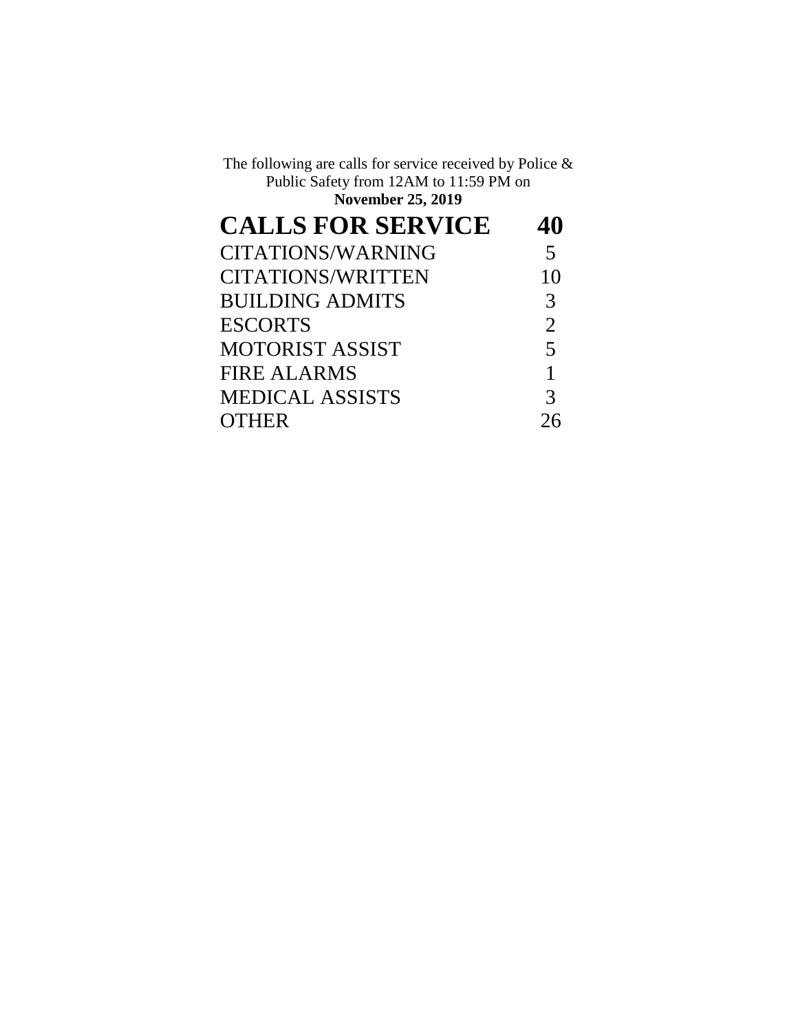The following are calls for service received by Police & Public Safety from 12AM to 11:59 PM on

**November 25, 2019**

| | |
|---|---|
| **CALLS FOR SERVICE** | **40** |
| CITATIONS/WARNING | 5 |
| CITATIONS/WRITTEN | 10 |
| BUILDING ADMITS | 3 |
| ESCORTS | 2 |
| MOTORIST ASSIST | 5 |
| FIRE ALARMS | 1 |
| MEDICAL ASSISTS | 3 |
| OTHER | 26 |